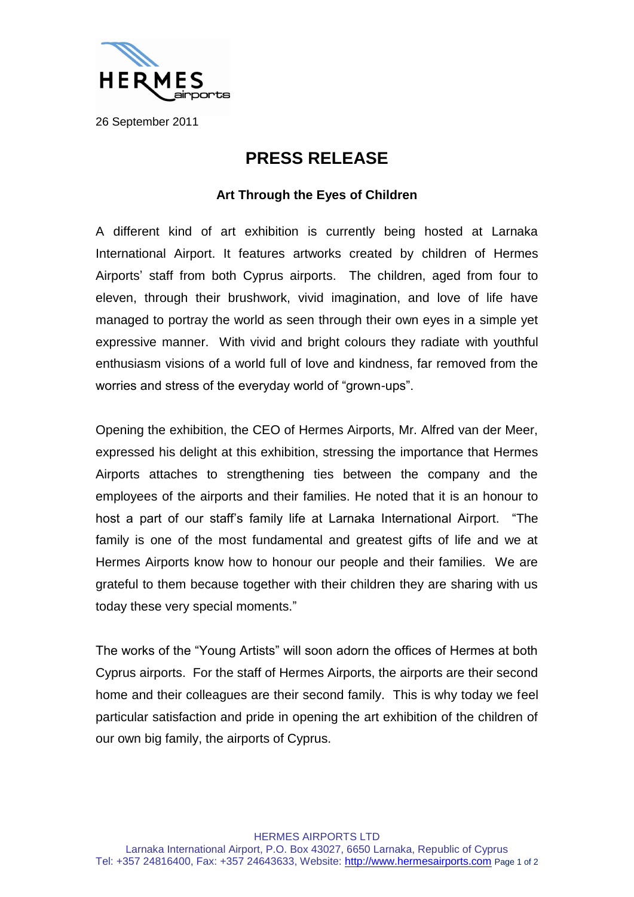26 September 2011

# PRESS RELEASE

### Art Through the Eyes of Children

A different kind of art exhibition is currently being hosted at Larnaka International Airport. It features artworks created by children of Hermes Airports' staff from both Cyprus airports. The children, aged from four to eleven, through their brushwork, vivid imagination, and love of life have managed to portray the world as seen through their own eyes in a simple yet expressive manner. With vivid and bright colours they radiate with youthful enthusiasm visions of a world full of love and kindness, far removed from the worries and stress of the everyday world of "grown-ups".

Opening the exhibition, the CEO of Hermes Airports, Mr. Alfred van der Meer, expressed his delight at this exhibition, stressing the importance that Hermes Airports attaches to strengthening ties between the company and the employees of the airports and their families. He noted that it is an honour to host a part of our staff's family life at Larnaka International Airport. "The family is one of the most fundamental and greatest gifts of life and we at Hermes Airports know how to honour our people and their families. We are grateful to them because together with their children they are sharing with us today these very special moments."

The works of the "Young Artists" will soon adorn the offices of Hermes at both Cyprus airports. For the staff of Hermes Airports, the airports are their second home and their colleagues are their second family. This is why today we feel particular satisfaction and pride in opening the art exhibition of the children of our own big family, the airports of Cyprus.

HERMES AIRPORTS LTD
Larnaka International Airport, P.O. Box 43027, 6650 Larnaka, Republic of Cyprus
Tel: +357 24816400, Fax: +357 24643633, Website: http://www.hermesairports.com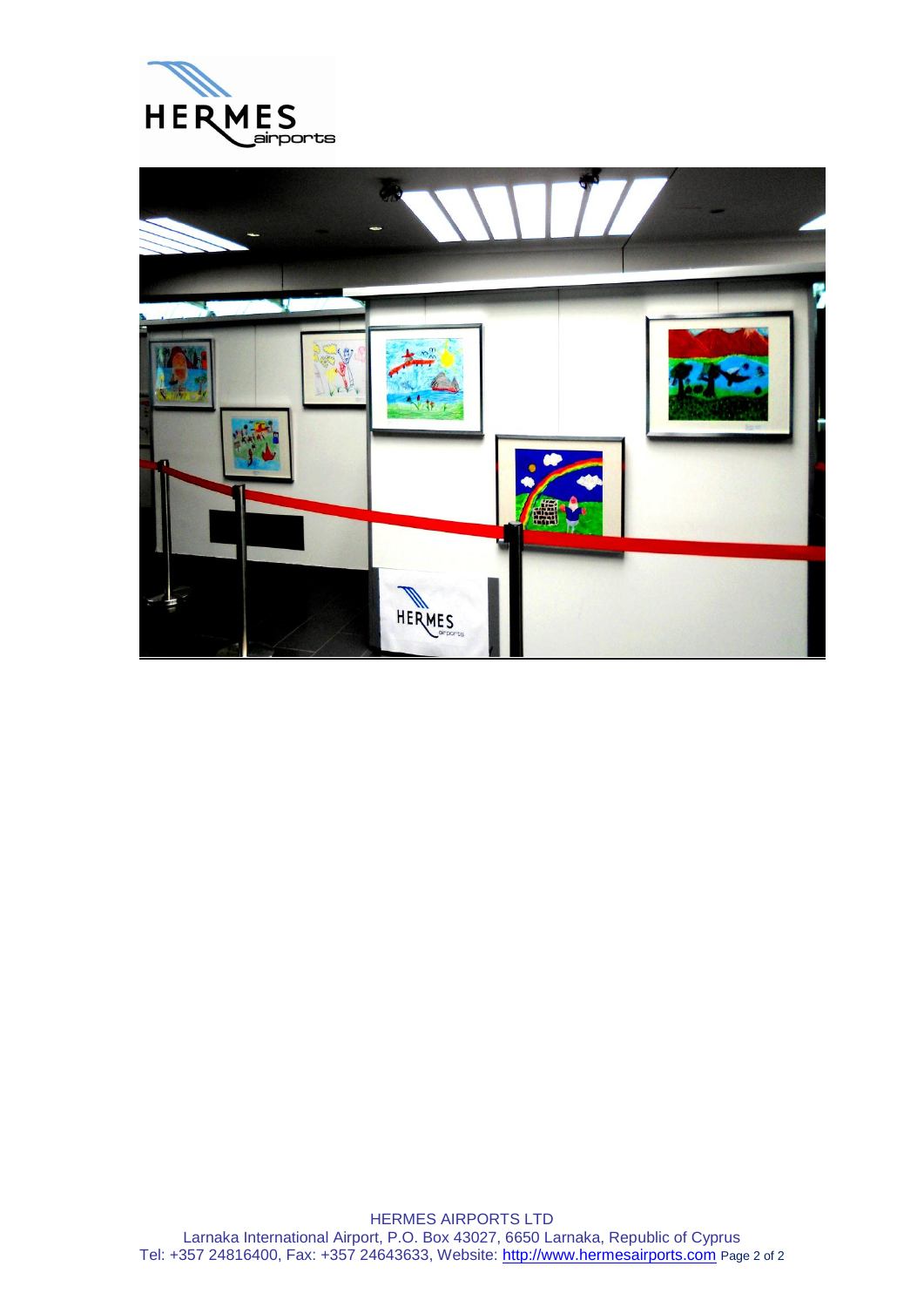HERMES AIRPORTS LTD
Larnaka International Airport, P.O. Box 43027, 6650 Larnaka, Republic of Cyprus
Tel: +357 24816400, Fax: +357 24643633, Website: http://www.hermesairports.com